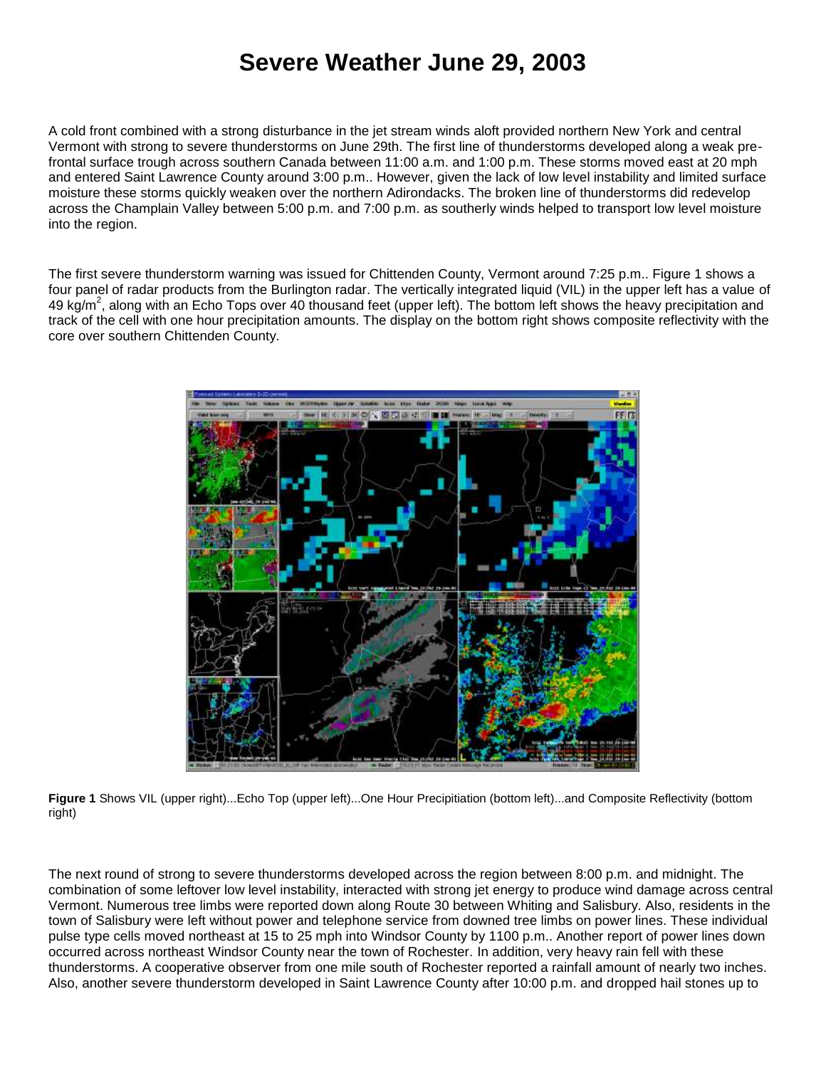# Severe Weather June 29, 2003

A cold front combined with a strong disturbance in the jet stream winds aloft provided northern New York and central Vermont with strong to severe thunderstorms on June 29th. The first line of thunderstorms developed along a weak pre-frontal surface trough across southern Canada between 11:00 a.m. and 1:00 p.m. These storms moved east at 20 mph and entered Saint Lawrence County around 3:00 p.m.. However, given the lack of low level instability and limited surface moisture these storms quickly weaken over the northern Adirondacks. The broken line of thunderstorms did redevelop across the Champlain Valley between 5:00 p.m. and 7:00 p.m. as southerly winds helped to transport low level moisture into the region.

The first severe thunderstorm warning was issued for Chittenden County, Vermont around 7:25 p.m.. Figure 1 shows a four panel of radar products from the Burlington radar. The vertically integrated liquid (VIL) in the upper left has a value of 49 $kg/m^2$, along with an Echo Tops over 40 thousand feet (upper left). The bottom left shows the heavy precipitation and track of the cell with one hour precipitation amounts. The display on the bottom right shows composite reflectivity with the core over southern Chittenden County.

**Figure 1** Shows VIL (upper right)...Echo Top (upper left)...One Hour Precipitiation (bottom left)...and Composite Reflectivity (bottom right)

The next round of strong to severe thunderstorms developed across the region between 8:00 p.m. and midnight. The combination of some leftover low level instability, interacted with strong jet energy to produce wind damage across central Vermont. Numerous tree limbs were reported down along Route 30 between Whiting and Salisbury. Also, residents in the town of Salisbury were left without power and telephone service from downed tree limbs on power lines. These individual pulse type cells moved northeast at 15 to 25 mph into Windsor County by 1100 p.m.. Another report of power lines down occurred across northeast Windsor County near the town of Rochester. In addition, very heavy rain fell with these thunderstorms. A cooperative observer from one mile south of Rochester reported a rainfall amount of nearly two inches. Also, another severe thunderstorm developed in Saint Lawrence County after 10:00 p.m. and dropped hail stones up to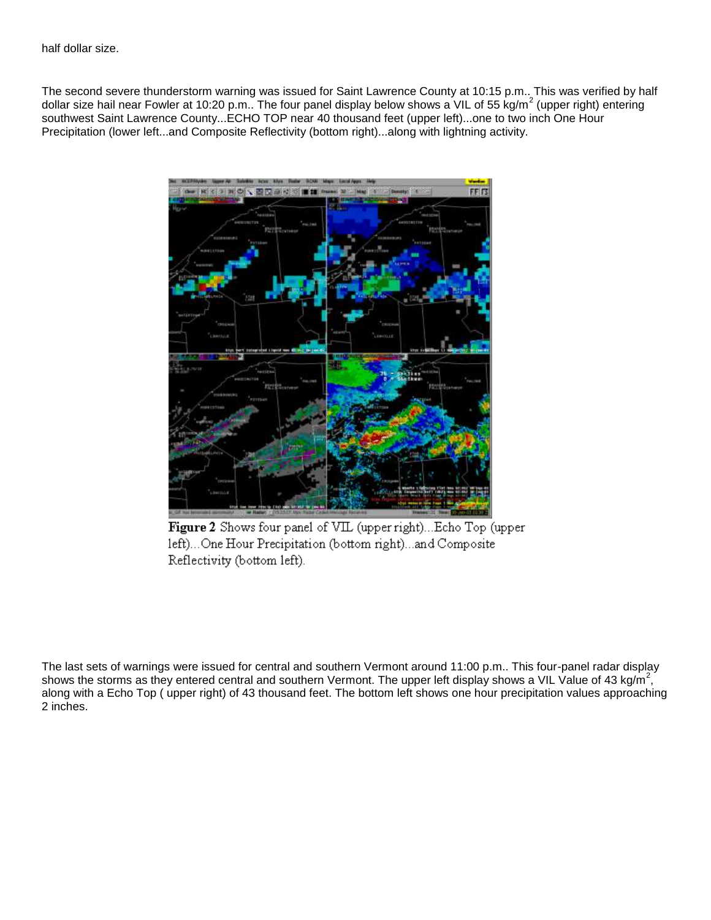half dollar size.

The second severe thunderstorm warning was issued for Saint Lawrence County at 10:15 p.m.. This was verified by half dollar size hail near Fowler at 10:20 p.m.. The four panel display below shows a VIL of 55 kg/m$^2$ (upper right) entering southwest Saint Lawrence County...ECHO TOP near 40 thousand feet (upper left)...one to two inch One Hour Precipitation (lower left...and Composite Reflectivity (bottom right)...along with lightning activity.

**Figure 2** Shows four panel of VIL (upper right)...Echo Top (upper left)...One Hour Precipitation (bottom right)...and Composite Reflectivity (bottom left).

The last sets of warnings were issued for central and southern Vermont around 11:00 p.m.. This four-panel radar display shows the storms as they entered central and southern Vermont. The upper left display shows a VIL Value of 43 kg/m$^2$, along with a Echo Top ( upper right) of 43 thousand feet. The bottom left shows one hour precipitation values approaching 2 inches.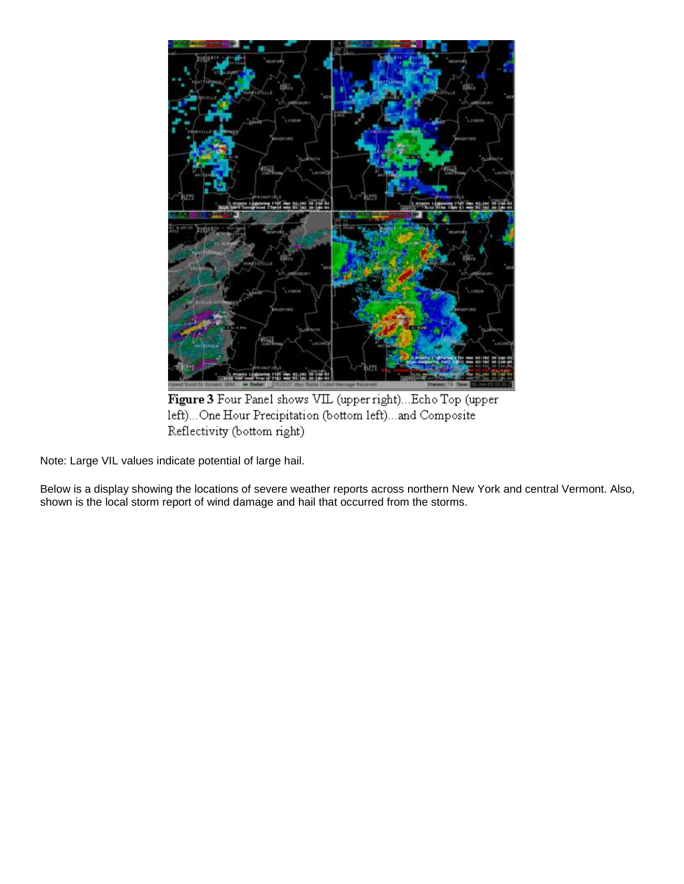**Figure 3** Four Panel shows VIL (upper right)...Echo Top (upper left)...One Hour Precipitation (bottom left)...and Composite Reflectivity (bottom right)

Note: Large VIL values indicate potential of large hail.

Below is a display showing the locations of severe weather reports across northern New York and central Vermont. Also, shown is the local storm report of wind damage and hail that occurred from the storms.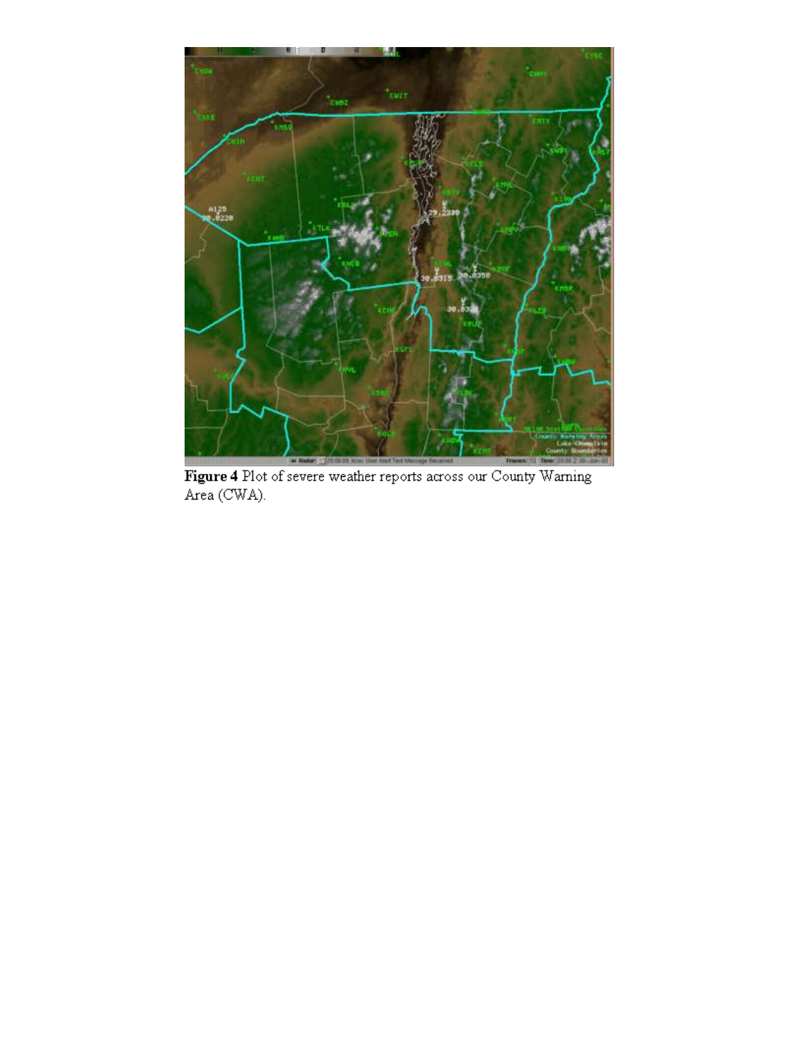**Figure 4** Plot of severe weather reports across our County Warning Area (CWA).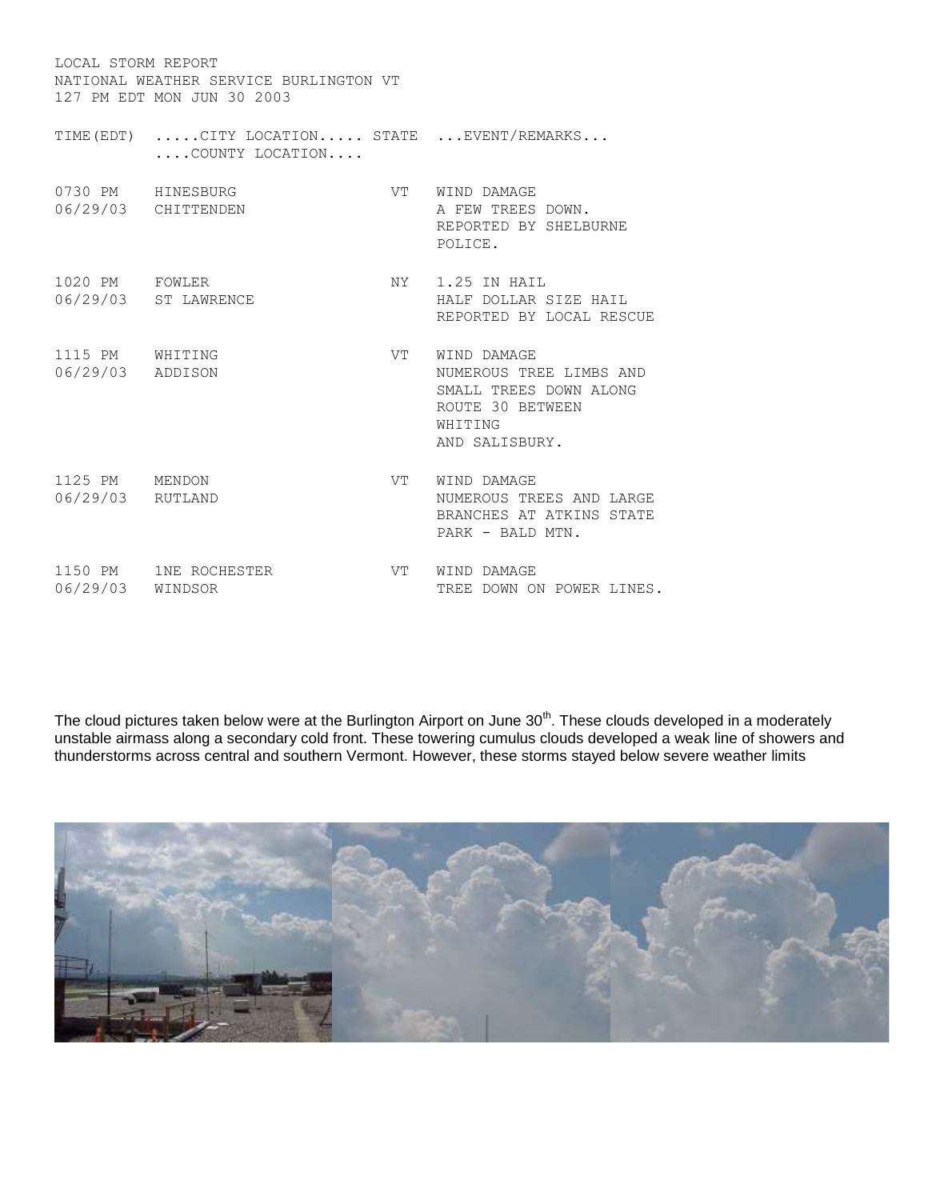LOCAL STORM REPORT
NATIONAL WEATHER SERVICE BURLINGTON VT
127 PM EDT MON JUN 30 2003

| TIME(EDT) | .....CITY LOCATION..... ....COUNTY LOCATION.... | STATE | ...EVENT/REMARKS... |
|---|---|---|---|
| 0730 PM 06/29/03 | HINESBURG CHITTENDEN | VT | WIND DAMAGE A FEW TREES DOWN. REPORTED BY SHELBURNE POLICE. |
| 1020 PM 06/29/03 | FOWLER ST LAWRENCE | NY | 1.25 IN HAIL HALF DOLLAR SIZE HAIL REPORTED BY LOCAL RESCUE |
| 1115 PM 06/29/03 | WHITING ADDISON | VT | WIND DAMAGE NUMEROUS TREE LIMBS AND SMALL TREES DOWN ALONG ROUTE 30 BETWEEN WHITING AND SALISBURY. |
| 1125 PM 06/29/03 | MENDON RUTLAND | VT | WIND DAMAGE NUMEROUS TREES AND LARGE BRANCHES AT ATKINS STATE PARK - BALD MTN. |
| 1150 PM 06/29/03 | 1NE ROCHESTER WINDSOR | VT | WIND DAMAGE TREE DOWN ON POWER LINES. |

The cloud pictures taken below were at the Burlington Airport on June 30th. These clouds developed in a moderately unstable airmass along a secondary cold front. These towering cumulus clouds developed a weak line of showers and thunderstorms across central and southern Vermont. However, these storms stayed below severe weather limits